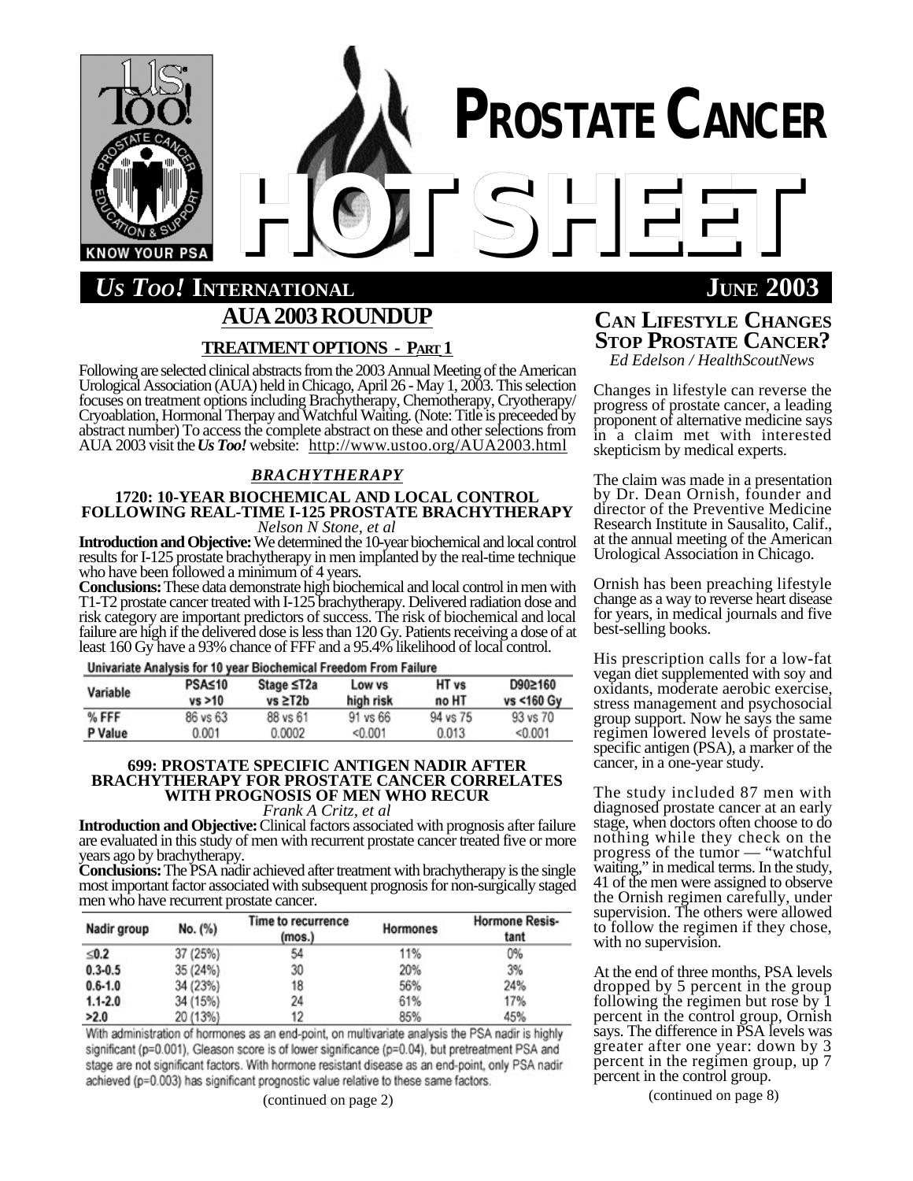# PROSTATE CANCER HOT SHEET

**Us Too! International** — **June 2003**

## AUA 2003 ROUNDUP

### TREATMENT OPTIONS - PART 1

Following are selected clinical abstracts from the 2003 Annual Meeting of the American Urological Association (AUA) held in Chicago, April 26 - May 1, 2003. This selection focuses on treatment options including Brachytherapy, Chemotherapy, Cryotherapy/Cryoablation, Hormonal Therpay and Watchful Waiting. (Note: Title is preceeded by abstract number) To access the complete abstract on these and other selections from AUA 2003 visit the *Us Too!* website: http://www.ustoo.org/AUA2003.html

#### *BRACHYTHERAPY*

**1720: 10-YEAR BIOCHEMICAL AND LOCAL CONTROL FOLLOWING REAL-TIME I-125 PROSTATE BRACHYTHERAPY**
*Nelson N Stone, et al*

**Introduction and Objective:** We determined the 10-year biochemical and local control results for I-125 prostate brachytherapy in men implanted by the real-time technique who have been followed a minimum of 4 years.

**Conclusions:** These data demonstrate high biochemical and local control in men with T1-T2 prostate cancer treated with I-125 brachytherapy. Delivered radiation dose and risk category are important predictors of success. The risk of biochemical and local failure are high if the delivered dose is less than 120 Gy. Patients receiving a dose of at least 160 Gy have a 93% chance of FFF and a 95.4% likelihood of local control.

Univariate Analysis for 10 year Biochemical Freedom From Failure

| Variable | PSA≤10 vs >10 | Stage ≤T2a vs ≥T2b | Low vs high risk | HT vs no HT | D90≥160 vs <160 Gy |
|---|---|---|---|---|---|
| % FFF | 86 vs 63 | 88 vs 61 | 91 vs 66 | 94 vs 75 | 93 vs 70 |
| P Value | 0.001 | 0.0002 | <0.001 | 0.013 | <0.001 |

**699: PROSTATE SPECIFIC ANTIGEN NADIR AFTER BRACHYTHERAPY FOR PROSTATE CANCER CORRELATES WITH PROGNOSIS OF MEN WHO RECUR**
*Frank A Critz, et al*

**Introduction and Objective:** Clinical factors associated with prognosis after failure are evaluated in this study of men with recurrent prostate cancer treated five or more years ago by brachytherapy.

**Conclusions:** The PSA nadir achieved after treatment with brachytherapy is the single most important factor associated with subsequent prognosis for non-surgically staged men who have recurrent prostate cancer.

| Nadir group | No. (%) | Time to recurrence (mos.) | Hormones | Hormone Resistant |
|---|---|---|---|---|
| ≤0.2 | 37 (25%) | 54 | 11% | 0% |
| 0.3-0.5 | 35 (24%) | 30 | 20% | 3% |
| 0.6-1.0 | 34 (23%) | 18 | 56% | 24% |
| 1.1-2.0 | 34 (15%) | 24 | 61% | 17% |
| >2.0 | 20 (13%) | 12 | 85% | 45% |

With administration of hormones as an end-point, on multivariate analysis the PSA nadir is highly significant (p=0.001), Gleason score is of lower significance (p=0.04), but pretreatment PSA and stage are not significant factors. With hormone resistant disease as an end-point, only PSA nadir achieved (p=0.003) has significant prognostic value relative to these same factors.

(continued on page 2)

## CAN LIFESTYLE CHANGES STOP PROSTATE CANCER?

*Ed Edelson / HealthScoutNews*

Changes in lifestyle can reverse the progress of prostate cancer, a leading proponent of alternative medicine says in a claim met with interested skepticism by medical experts.

The claim was made in a presentation by Dr. Dean Ornish, founder and director of the Preventive Medicine Research Institute in Sausalito, Calif., at the annual meeting of the American Urological Association in Chicago.

Ornish has been preaching lifestyle change as a way to reverse heart disease for years, in medical journals and five best-selling books.

His prescription calls for a low-fat vegan diet supplemented with soy and oxidants, moderate aerobic exercise, stress management and psychosocial group support. Now he says the same regimen lowered levels of prostate-specific antigen (PSA), a marker of the cancer, in a one-year study.

The study included 87 men with diagnosed prostate cancer at an early stage, when doctors often choose to do nothing while they check on the progress of the tumor — "watchful waiting," in medical terms. In the study, 41 of the men were assigned to observe the Ornish regimen carefully, under supervision. The others were allowed to follow the regimen if they chose, with no supervision.

At the end of three months, PSA levels dropped by 5 percent in the group following the regimen but rose by 1 percent in the control group, Ornish says. The difference in PSA levels was greater after one year: down by 3 percent in the regimen group, up 7 percent in the control group.

(continued on page 8)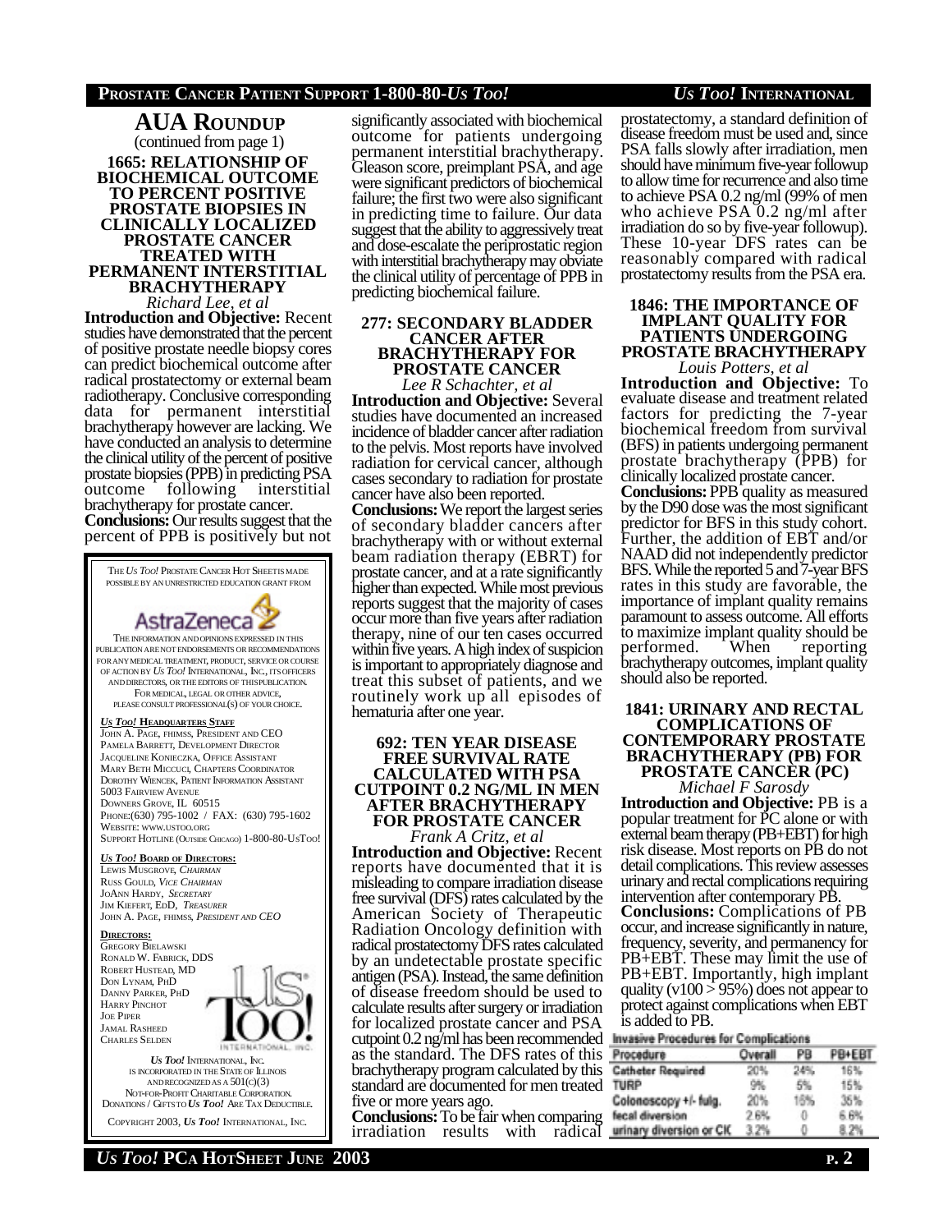## AUA Roundup

(continued from page 1)

### 1665: RELATIONSHIP OF BIOCHEMICAL OUTCOME TO PERCENT POSITIVE PROSTATE BIOPSIES IN CLINICALLY LOCALIZED PROSTATE CANCER TREATED WITH PERMANENT INTERSTITIAL BRACHYTHERAPY

*Richard Lee, et al*

**Introduction and Objective:** Recent studies have demonstrated that the percent of positive prostate needle biopsy cores can predict biochemical outcome after radical prostatectomy or external beam radiotherapy. Conclusive corresponding data for permanent interstitial brachytherapy however are lacking. We have conducted an analysis to determine the clinical utility of the percent of positive prostate biopsies (PPB) in predicting PSA outcome following interstitial brachytherapy for prostate cancer.

**Conclusions:** Our results suggest that the percent of PPB is positively but not significantly associated with biochemical outcome for patients undergoing permanent interstitial brachytherapy. Gleason score, preimplant PSA, and age were significant predictors of biochemical failure; the first two were also significant in predicting time to failure. Our data suggest that the ability to aggressively treat and dose-escalate the periprostatic region with interstitial brachytherapy may obviate the clinical utility of percentage of PPB in predicting biochemical failure.

### 277: SECONDARY BLADDER CANCER AFTER BRACHYTHERAPY FOR PROSTATE CANCER

*Lee R Schachter, et al*

**Introduction and Objective:** Several studies have documented an increased incidence of bladder cancer after radiation to the pelvis. Most reports have involved radiation for cervical cancer, although cases secondary to radiation for prostate cancer have also been reported.

**Conclusions:** We report the largest series of secondary bladder cancers after brachytherapy with or without external beam radiation therapy (EBRT) for prostate cancer, and at a rate significantly higher than expected. While most previous reports suggest that the majority of cases occur more than five years after radiation therapy, nine of our ten cases occurred within five years. A high index of suspicion is important to appropriately diagnose and treat this subset of patients, and we routinely work up all episodes of hematuria after one year.

### 692: TEN YEAR DISEASE FREE SURVIVAL RATE CALCULATED WITH PSA CUTPOINT 0.2 NG/ML IN MEN AFTER BRACHYTHERAPY FOR PROSTATE CANCER

*Frank A Critz, et al*

**Introduction and Objective:** Recent reports have documented that it is misleading to compare irradiation disease free survival (DFS) rates calculated by the American Society of Therapeutic Radiation Oncology definition with radical prostatectomy DFS rates calculated by an undetectable prostate specific antigen (PSA). Instead, the same definition of disease freedom should be used to calculate results after surgery or irradiation for localized prostate cancer and PSA cutpoint 0.2 ng/ml has been recommended as the standard. The DFS rates of this brachytherapy program calculated by this standard are documented for men treated five or more years ago.

**Conclusions:** To be fair when comparing irradiation results with radical prostatectomy, a standard definition of disease freedom must be used and, since PSA falls slowly after irradiation, men should have minimum five-year followup to allow time for recurrence and also time to achieve PSA 0.2 ng/ml (99% of men who achieve PSA 0.2 ng/ml after irradiation do so by five-year followup). These 10-year DFS rates can be reasonably compared with radical prostatectomy results from the PSA era.

### 1846: THE IMPORTANCE OF IMPLANT QUALITY FOR PATIENTS UNDERGOING PROSTATE BRACHYTHERAPY

*Louis Potters, et al*

**Introduction and Objective:** To evaluate disease and treatment related factors for predicting the 7-year biochemical freedom from survival (BFS) in patients undergoing permanent prostate brachytherapy (PPB) for clinically localized prostate cancer.

**Conclusions:** PPB quality as measured by the D90 dose was the most significant predictor for BFS in this study cohort. Further, the addition of EBT and/or NAAD did not independently predictor BFS. While the reported 5 and 7-year BFS rates in this study are favorable, the importance of implant quality remains paramount to assess outcome. All efforts to maximize implant quality should be performed. When reporting brachytherapy outcomes, implant quality should also be reported.

### 1841: URINARY AND RECTAL COMPLICATIONS OF CONTEMPORARY PROSTATE BRACHYTHERAPY (PB) FOR PROSTATE CANCER (PC)

*Michael F Sarosdy*

**Introduction and Objective:** PB is a popular treatment for PC alone or with external beam therapy (PB+EBT) for high risk disease. Most reports on PB do not detail complications. This review assesses urinary and rectal complications requiring intervention after contemporary PB.

**Conclusions:** Complications of PB occur, and increase significantly in nature, frequency, severity, and permanency for PB+EBT. These may limit the use of PB+EBT. Importantly, high implant quality (v100 > 95%) does not appear to protect against complications when EBT is added to PB.

**Invasive Procedures for Complications**

| Procedure | Overall | PB | PB+EBT |
|---|---|---|---|
| Catheter Required | 20% | 24% | 16% |
| TURP | 9% | 5% | 15% |
| Colonoscopy +/- fulg. | 20% | 15% | 35% |
| fecal diversion | 2.6% | 0 | 6.6% |
| urinary diversion or CK | 3.2% | 0 | 8.2% |

---

The *Us Too!* Prostate Cancer Hot Sheets made possible by an unrestricted education grant from

AstraZeneca

The information and opinions expressed in this publication are not endorsements or recommendations for any medical treatment, product, service or course of action by *Us Too!* International, Inc., its officers and directors, or the editors of this publication. For medical, legal or other advice, please consult professional(s) of your choice.

***Us Too!* Headquarters Staff**

John A. Page, FHIMSS, President and CEO
Pamela Barrett, Development Director
Jacqueline Konieczka, Office Assistant
Mary Beth Miccuci, Chapters Coordinator
Dorothy Wiencek, Patient Information Assistant
5003 Fairview Avenue
Downers Grove, IL 60515
Phone:(630) 795-1002 / FAX: (630) 795-1602
Website: www.ustoo.org
Support Hotline (Outside Chicago) 1-800-80-UsToo!

***Us Too!* Board of Directors:**

Lewis Musgrove, *Chairman*
Russ Gould, *Vice Chairman*
JoAnn Hardy, *Secretary*
Jim Kiefert, EdD, *Treasurer*
John A. Page, FHIMSS, *President and CEO*

**Directors:**

Gregory Bielawski
Ronald W. Fabrick, DDS
Robert Hustead, MD
Don Lynam, PhD
Danny Parker, PhD
Harry Pinchot
Joe Piper
Jamal Rasheed
Charles Selden

*Us Too!* International, Inc. is incorporated in the State of Illinois and recognized as a 501(c)(3) not-for-profit charitable corporation. Donations / Gifts to *Us Too!* are tax deductible.

Copyright 2003, *Us Too!* International, Inc.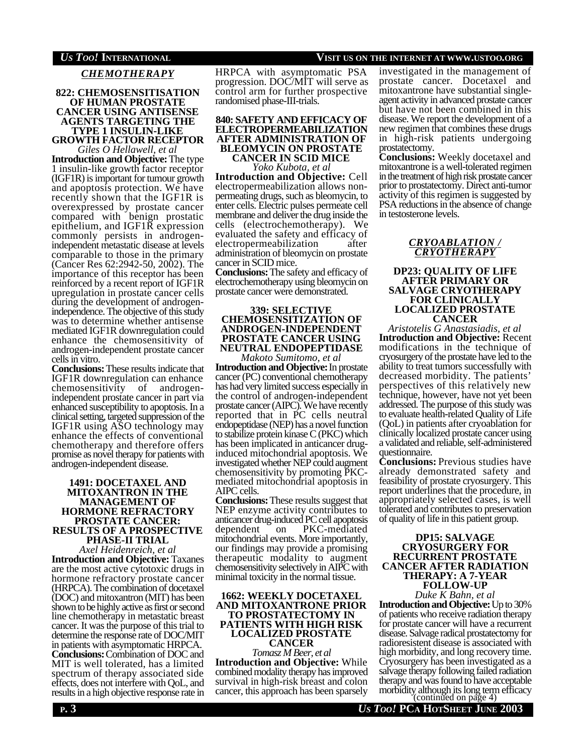## *CHEMOTHERAPY*

### 822: CHEMOSENSITISATION OF HUMAN PROSTATE CANCER USING ANTISENSE AGENTS TARGETING THE TYPE 1 INSULIN-LIKE GROWTH FACTOR RECEPTOR

*Giles O Hellawell, et al*

**Introduction and Objective:** The type 1 insulin-like growth factor receptor (IGF1R) is important for tumour growth and apoptosis protection. We have recently shown that the IGF1R is overexpressed by prostate cancer compared with benign prostatic epithelium, and IGF1R expression commonly persists in androgen-independent metastatic disease at levels comparable to those in the primary (Cancer Res 62:2942-50, 2002). The importance of this receptor has been reinforced by a recent report of IGF1R upregulation in prostate cancer cells during the development of androgen-independence. The objective of this study was to determine whether antisense mediated IGF1R downregulation could enhance the chemosensitivity of androgen-independent prostate cancer cells in vitro.

**Conclusions:** These results indicate that IGF1R downregulation can enhance chemosensitivity of androgen-independent prostate cancer in part via enhanced susceptibility to apoptosis. In a clinical setting, targeted suppression of the IGF1R using ASO technology may enhance the effects of conventional chemotherapy and therefore offers promise as novel therapy for patients with androgen-independent disease.

### 1491: DOCETAXEL AND MITOXANTRON IN THE MANAGEMENT OF HORMONE REFRACTORY PROSTATE CANCER: RESULTS OF A PROSPECTIVE PHASE-II TRIAL

*Axel Heidenreich, et al*

**Introduction and Objective:** Taxanes are the most active cytotoxic drugs in hormone refractory prostate cancer (HRPCA). The combination of docetaxel (DOC) and mitoxantron (MIT) has been shown to be highly active as first or second line chemotherapy in metastatic breast cancer. It was the purpose of this trial to determine the response rate of DOC/MIT in patients with asymptomatic HRPCA.

**Conclusions:** Combination of DOC and MIT is well tolerated, has a limited spectrum of therapy associated side effects, does not interfere with QoL, and results in a high objective response rate in HRPCA with asymptomatic PSA progression. DOC/MIT will serve as control arm for further prospective randomised phase-III-trials.

### 840: SAFETY AND EFFICACY OF ELECTROPERMEABILIZATION AFTER ADMINISTRATION OF BLEOMYCIN ON PROSTATE CANCER IN SCID MICE

*Yoko Kubota, et al*

**Introduction and Objective:** Cell electropermeabilization allows non-permeating drugs, such as bleomycin, to enter cells. Electric pulses permeate cell membrane and deliver the drug inside the cells (electrochemotherapy). We evaluated the safety and efficacy of electropermeabilization after administration of bleomycin on prostate cancer in SCID mice.

**Conclusions:** The safety and efficacy of electrochemotherapy using bleomycin on prostate cancer were demonstrated.

### 339: SELECTIVE CHEMOSENSITIZATION OF ANDROGEN-INDEPENDENT PROSTATE CANCER USING NEUTRAL ENDOPEPTIDASE

*Makoto Sumitomo, et al*

**Introduction and Objective:** In prostate cancer (PC) conventional chemotherapy has had very limited success especially in the control of androgen-independent prostate cancer (AIPC). We have recently reported that in PC cells neutral endopeptidase (NEP) has a novel function to stabilize protein kinase C (PKC) which has been implicated in anticancer drug-induced mitochondrial apoptosis. We investigated whether NEP could augment chemosensitivity by promoting PKC-mediated mitochondrial apoptosis in AIPC cells.

**Conclusions:** These results suggest that NEP enzyme activity contributes to anticancer drug-induced PC cell apoptosis dependent on PKC-mediated mitochondrial events. More importantly, our findings may provide a promising therapeutic modality to augment chemosensitivity selectively in AIPC with minimal toxicity in the normal tissue.

### 1662: WEEKLY DOCETAXEL AND MITOXANTRONE PRIOR TO PROSTATECTOMY IN PATIENTS WITH HIGH RISK LOCALIZED PROSTATE CANCER

*Tomasz M Beer, et al*

**Introduction and Objective:** While combined modality therapy has improved survival in high-risk breast and colon cancer, this approach has been sparsely investigated in the management of prostate cancer. Docetaxel and mitoxantrone have substantial single-agent activity in advanced prostate cancer but have not been combined in this disease. We report the development of a new regimen that combines these drugs in high-risk patients undergoing prostatectomy.

**Conclusions:** Weekly docetaxel and mitoxantrone is a well-tolerated regimen in the treatment of high risk prostate cancer prior to prostatectomy. Direct anti-tumor activity of this regimen is suggested by PSA reductions in the absence of change in testosterone levels.

## *CRYOABLATION / CRYOTHERAPY*

### DP23: QUALITY OF LIFE AFTER PRIMARY OR SALVAGE CRYOTHERAPY FOR CLINICALLY LOCALIZED PROSTATE CANCER

*Aristotelis G Anastasiadis, et al*

**Introduction and Objective:** Recent modifications in the technique of cryosurgery of the prostate have led to the ability to treat tumors successfully with decreased morbidity. The patients' perspectives of this relatively new technique, however, have not yet been addressed. The purpose of this study was to evaluate health-related Quality of Life (QoL) in patients after cryoablation for clinically localized prostate cancer using a validated and reliable, self-administered questionnaire.

**Conclusions:** Previous studies have already demonstrated safety and feasibility of prostate cryosurgery. This report underlines that the procedure, in appropriately selected cases, is well tolerated and contributes to preservation of quality of life in this patient group.

### DP15: SALVAGE CRYOSURGERY FOR RECURRENT PROSTATE CANCER AFTER RADIATION THERAPY: A 7-YEAR FOLLOW-UP

*Duke K Bahn, et al*

**Introduction and Objective:** Up to 30% of patients who receive radiation therapy for prostate cancer will have a recurrent disease. Salvage radical prostatectomy for radioresistent disease is associated with high morbidity, and long recovery time. Cryosurgery has been investigated as a salvage therapy following failed radiation therapy and was found to have acceptable morbidity although its long term efficacy

(continued on page 4)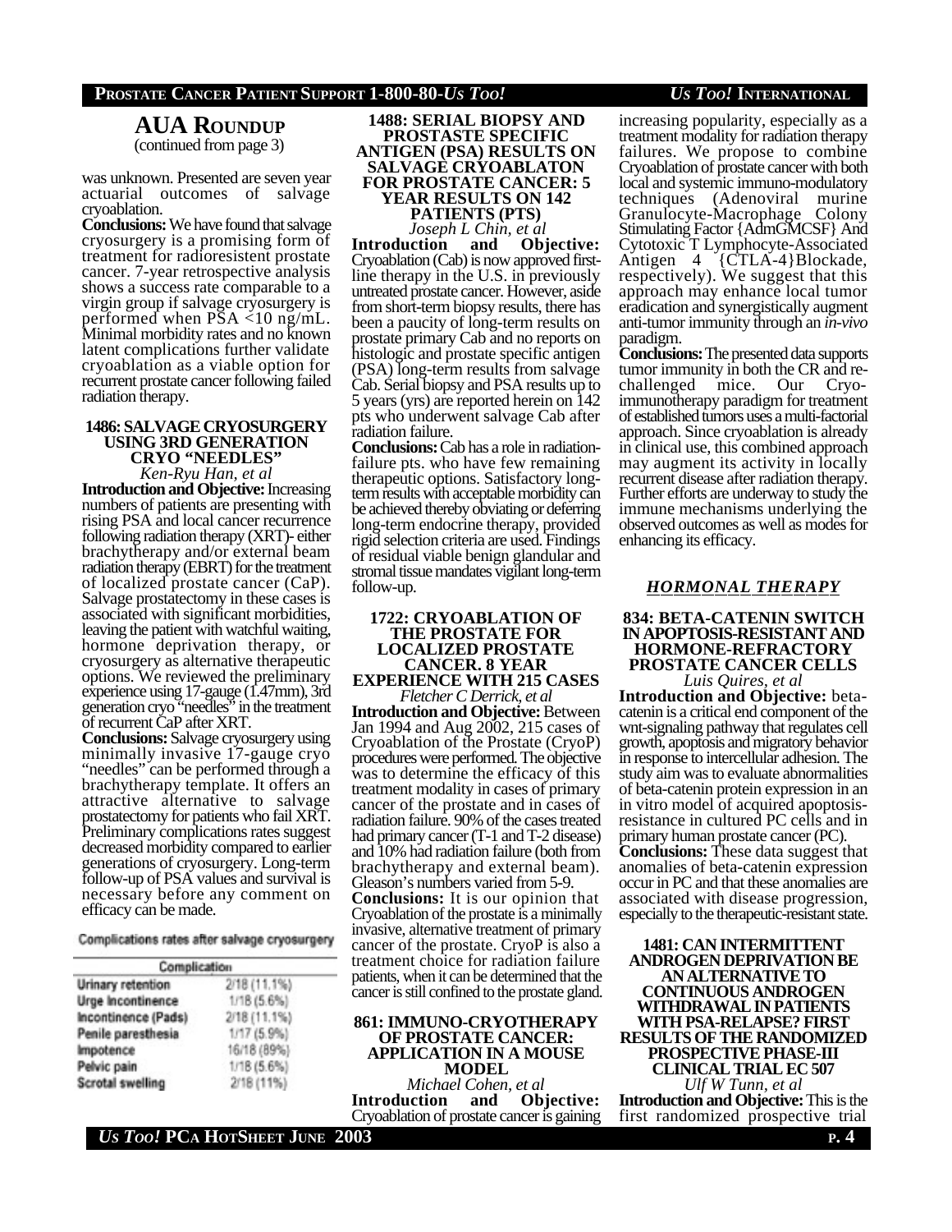## AUA ROUNDUP

(continued from page 3)

was unknown. Presented are seven year actuarial outcomes of salvage cryoablation.

**Conclusions:** We have found that salvage cryosurgery is a promising form of treatment for radioresistent prostate cancer. 7-year retrospective analysis shows a success rate comparable to a virgin group if salvage cryosurgery is performed when PSA <10 ng/mL. Minimal morbidity rates and no known latent complications further validate cryoablation as a viable option for recurrent prostate cancer following failed radiation therapy.

### 1486: SALVAGE CRYOSURGERY USING 3RD GENERATION CRYO "NEEDLES"

*Ken-Ryu Han, et al*

**Introduction and Objective:** Increasing numbers of patients are presenting with rising PSA and local cancer recurrence following radiation therapy (XRT)- either brachytherapy and/or external beam radiation therapy (EBRT) for the treatment of localized prostate cancer (CaP). Salvage prostatectomy in these cases is associated with significant morbidities, leaving the patient with watchful waiting, hormone deprivation therapy, or cryosurgery as alternative therapeutic options. We reviewed the preliminary experience using 17-gauge (1.47mm), 3rd generation cryo "needles" in the treatment of recurrent CaP after XRT.

**Conclusions:** Salvage cryosurgery using minimally invasive 17-gauge cryo "needles" can be performed through a brachytherapy template. It offers an attractive alternative to salvage prostatectomy for patients who fail XRT. Preliminary complications rates suggest decreased morbidity compared to earlier generations of cryosurgery. Long-term follow-up of PSA values and survival is necessary before any comment on efficacy can be made.

Complications rates after salvage cryosurgery

| Complication | |
|---|---|
| Urinary retention | 2/18 (11.1%) |
| Urge incontinence | 1/18 (5.6%) |
| Incontinence (Pads) | 2/18 (11.1%) |
| Penile paresthesia | 1/17 (5.9%) |
| Impotence | 16/18 (89%) |
| Pelvic pain | 1/18 (5.6%) |
| Scrotal swelling | 2/18 (11%) |

### 1488: SERIAL BIOPSY AND PROSTASTE SPECIFIC ANTIGEN (PSA) RESULTS ON SALVAGE CRYOABLATON FOR PROSTATE CANCER: 5 YEAR RESULTS ON 142 PATIENTS (PTS)

*Joseph L Chin, et al*

**Introduction and Objective:** Cryoablation (Cab) is now approved first-line therapy in the U.S. in previously untreated prostate cancer. However, aside from short-term biopsy results, there has been a paucity of long-term results on prostate primary Cab and no reports on histologic and prostate specific antigen (PSA) long-term results from salvage Cab. Serial biopsy and PSA results up to 5 years (yrs) are reported herein on 142 pts who underwent salvage Cab after radiation failure.

**Conclusions:** Cab has a role in radiation-failure pts. who have few remaining therapeutic options. Satisfactory long-term results with acceptable morbidity can be achieved thereby obviating or deferring long-term endocrine therapy, provided rigid selection criteria are used. Findings of residual viable benign glandular and stromal tissue mandates vigilant long-term follow-up.

### 1722: CRYOABLATION OF THE PROSTATE FOR LOCALIZED PROSTATE CANCER. 8 YEAR EXPERIENCE WITH 215 CASES

*Fletcher C Derrick, et al*

**Introduction and Objective:** Between Jan 1994 and Aug 2002, 215 cases of Cryoablation of the Prostate (CryoP) procedures were performed. The objective was to determine the efficacy of this treatment modality in cases of primary cancer of the prostate and in cases of radiation failure. 90% of the cases treated had primary cancer (T-1 and T-2 disease) and 10% had radiation failure (both from brachytherapy and external beam). Gleason's numbers varied from 5-9.

**Conclusions:** It is our opinion that Cryoablation of the prostate is a minimally invasive, alternative treatment of primary cancer of the prostate. CryoP is also a treatment choice for radiation failure patients, when it can be determined that the cancer is still confined to the prostate gland.

### 861: IMMUNO-CRYOTHERAPY OF PROSTATE CANCER: APPLICATION IN A MOUSE MODEL

*Michael Cohen, et al*

**Introduction and Objective:** Cryoablation of prostate cancer is gaining increasing popularity, especially as a treatment modality for radiation therapy failures. We propose to combine Cryoablation of prostate cancer with both local and systemic immuno-modulatory techniques (Adenoviral murine Granulocyte-Macrophage Colony Stimulating Factor {AdmGMCSF} And Cytotoxic T Lymphocyte-Associated Antigen 4 {CTLA-4}Blockade, respectively). We suggest that this approach may enhance local tumor eradication and synergistically augment anti-tumor immunity through an *in-vivo* paradigm.

**Conclusions:** The presented data supports tumor immunity in both the CR and re-challenged mice. Our Cryo-immunotherapy paradigm for treatment of established tumors uses a multi-factorial approach. Since cryoablation is already in clinical use, this combined approach may augment its activity in locally recurrent disease after radiation therapy. Further efforts are underway to study the immune mechanisms underlying the observed outcomes as well as modes for enhancing its efficacy.

## *HORMONAL THERAPY*

### 834: BETA-CATENIN SWITCH IN APOPTOSIS-RESISTANT AND HORMONE-REFRACTORY PROSTATE CANCER CELLS

*Luis Quires, et al*

**Introduction and Objective:** beta-catenin is a critical end component of the wnt-signaling pathway that regulates cell growth, apoptosis and migratory behavior in response to intercellular adhesion. The study aim was to evaluate abnormalities of beta-catenin protein expression in an in vitro model of acquired apoptosis-resistance in cultured PC cells and in primary human prostate cancer (PC).

**Conclusions:** These data suggest that anomalies of beta-catenin expression occur in PC and that these anomalies are associated with disease progression, especially to the therapeutic-resistant state.

### 1481: CAN INTERMITTENT ANDROGEN DEPRIVATION BE AN ALTERNATIVE TO CONTINUOUS ANDROGEN WITHDRAWAL IN PATIENTS WITH PSA-RELAPSE? FIRST RESULTS OF THE RANDOMIZED PROSPECTIVE PHASE-III CLINICAL TRIAL EC 507

*Ulf W Tunn, et al*

**Introduction and Objective:** This is the first randomized prospective trial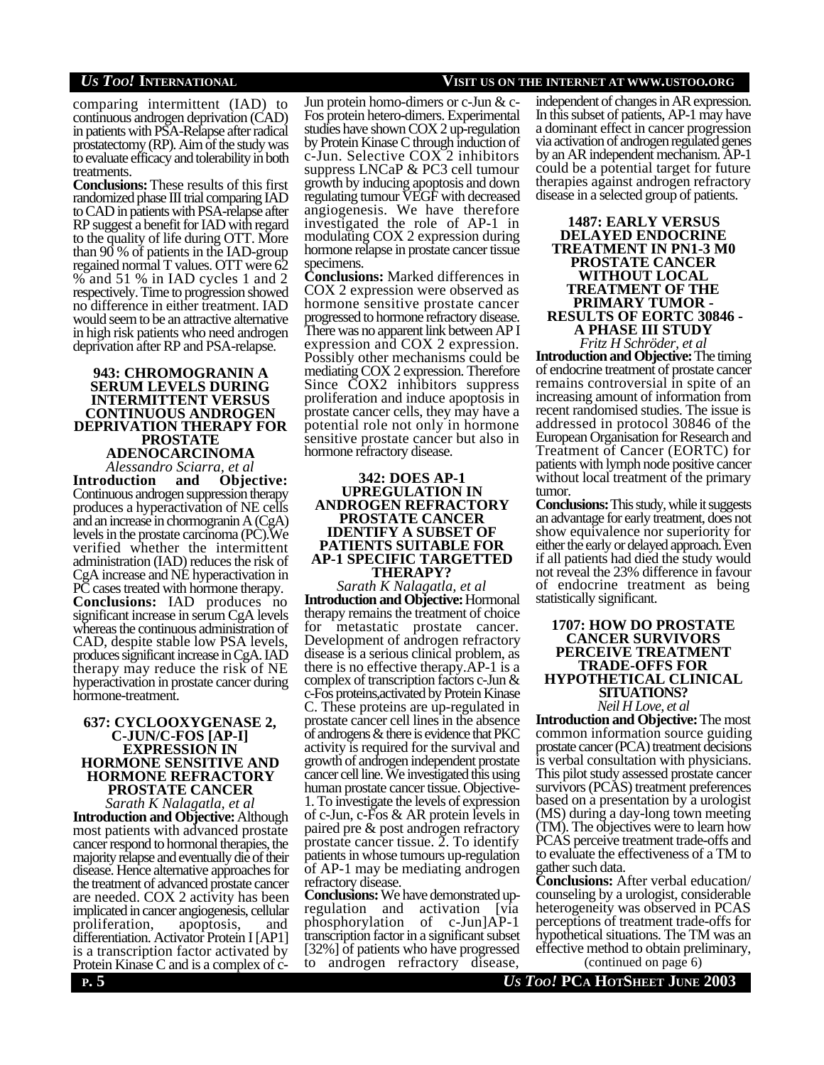comparing intermittent (IAD) to continuous androgen deprivation (CAD) in patients with PSA-Relapse after radical prostatectomy (RP). Aim of the study was to evaluate efficacy and tolerability in both treatments.

**Conclusions:** These results of this first randomized phase III trial comparing IAD to CAD in patients with PSA-relapse after RP suggest a benefit for IAD with regard to the quality of life during OTT. More than 90 % of patients in the IAD-group regained normal T values. OTT were 62 % and 51 % in IAD cycles 1 and 2 respectively. Time to progression showed no difference in either treatment. IAD would seem to be an attractive alternative in high risk patients who need androgen deprivation after RP and PSA-relapse.

### 943: CHROMOGRANIN A SERUM LEVELS DURING INTERMITTENT VERSUS CONTINUOUS ANDROGEN DEPRIVATION THERAPY FOR PROSTATE ADENOCARCINOMA

*Alessandro Sciarra, et al*

**Introduction and Objective:** Continuous androgen suppression therapy produces a hyperactivation of NE cells and an increase in chormogranin A (CgA) levels in the prostate carcinoma (PC).We verified whether the intermittent administration (IAD) reduces the risk of CgA increase and NE hyperactivation in PC cases treated with hormone therapy.

**Conclusions:** IAD produces no significant increase in serum CgA levels whereas the continuous administration of CAD, despite stable low PSA levels, produces significant increase in CgA. IAD therapy may reduce the risk of NE hyperactivation in prostate cancer during hormone-treatment.

### 637: CYCLOOXYGENASE 2, C-JUN/C-FOS [AP-I] EXPRESSION IN HORMONE SENSITIVE AND HORMONE REFRACTORY PROSTATE CANCER

*Sarath K Nalagatla, et al*

**Introduction and Objective:** Although most patients with advanced prostate cancer respond to hormonal therapies, the majority relapse and eventually die of their disease. Hence alternative approaches for the treatment of advanced prostate cancer are needed. COX 2 activity has been implicated in cancer angiogenesis, cellular proliferation, apoptosis, and differentiation. Activator Protein I [AP1] is a transcription factor activated by Protein Kinase C and is a complex of c-Jun protein homo-dimers or c-Jun & c-Fos protein hetero-dimers. Experimental studies have shown COX 2 up-regulation by Protein Kinase C through induction of c-Jun. Selective COX 2 inhibitors suppress LNCaP & PC3 cell tumour growth by inducing apoptosis and down regulating tumour VEGF with decreased angiogenesis. We have therefore investigated the role of AP-1 in modulating COX 2 expression during hormone relapse in prostate cancer tissue specimens.

**Conclusions:** Marked differences in COX 2 expression were observed as hormone sensitive prostate cancer progressed to hormone refractory disease. There was no apparent link between AP I expression and COX 2 expression. Possibly other mechanisms could be mediating COX 2 expression. Therefore Since COX2 inhibitors suppress proliferation and induce apoptosis in prostate cancer cells, they may have a potential role not only in hormone sensitive prostate cancer but also in hormone refractory disease.

### 342: DOES AP-1 UPREGULATION IN ANDROGEN REFRACTORY PROSTATE CANCER IDENTIFY A SUBSET OF PATIENTS SUITABLE FOR AP-1 SPECIFIC TARGETTED THERAPY?

*Sarath K Nalagatla, et al*

**Introduction and Objective:** Hormonal therapy remains the treatment of choice for metastatic prostate cancer. Development of androgen refractory disease is a serious clinical problem, as there is no effective therapy.AP-1 is a complex of transcription factors c-Jun & c-Fos proteins,activated by Protein Kinase C. These proteins are up-regulated in prostate cancer cell lines in the absence of androgens & there is evidence that PKC activity is required for the survival and growth of androgen independent prostate cancer cell line. We investigated this using human prostate cancer tissue. Objective-1. To investigate the levels of expression of c-Jun, c-Fos & AR protein levels in paired pre & post androgen refractory prostate cancer tissue. 2. To identify patients in whose tumours up-regulation of AP-1 may be mediating androgen refractory disease.

**Conclusions:** We have demonstrated up-regulation and activation [via phosphorylation of c-Jun]AP-1 transcription factor in a significant subset [32%] of patients who have progressed to androgen refractory disease, independent of changes in AR expression. In this subset of patients, AP-1 may have a dominant effect in cancer progression via activation of androgen regulated genes by an AR independent mechanism. AP-1 could be a potential target for future therapies against androgen refractory disease in a selected group of patients.

### 1487: EARLY VERSUS DELAYED ENDOCRINE TREATMENT IN PN1-3 M0 PROSTATE CANCER WITHOUT LOCAL TREATMENT OF THE PRIMARY TUMOR - RESULTS OF EORTC 30846 - A PHASE III STUDY

*Fritz H Schröder, et al*

**Introduction and Objective:** The timing of endocrine treatment of prostate cancer remains controversial in spite of an increasing amount of information from recent randomised studies. The issue is addressed in protocol 30846 of the European Organisation for Research and Treatment of Cancer (EORTC) for patients with lymph node positive cancer without local treatment of the primary tumor.

**Conclusions:** This study, while it suggests an advantage for early treatment, does not show equivalence nor superiority for either the early or delayed approach. Even if all patients had died the study would not reveal the 23% difference in favour of endocrine treatment as being statistically significant.

### 1707: HOW DO PROSTATE CANCER SURVIVORS PERCEIVE TREATMENT TRADE-OFFS FOR HYPOTHETICAL CLINICAL SITUATIONS?

*Neil H Love, et al*

**Introduction and Objective:** The most common information source guiding prostate cancer (PCA) treatment decisions is verbal consultation with physicians. This pilot study assessed prostate cancer survivors (PCAS) treatment preferences based on a presentation by a urologist (MS) during a day-long town meeting (TM). The objectives were to learn how PCAS perceive treatment trade-offs and to evaluate the effectiveness of a TM to gather such data.

**Conclusions:** After verbal education/ counseling by a urologist, considerable heterogeneity was observed in PCAS perceptions of treatment trade-offs for hypothetical situations. The TM was an effective method to obtain preliminary,

(continued on page 6)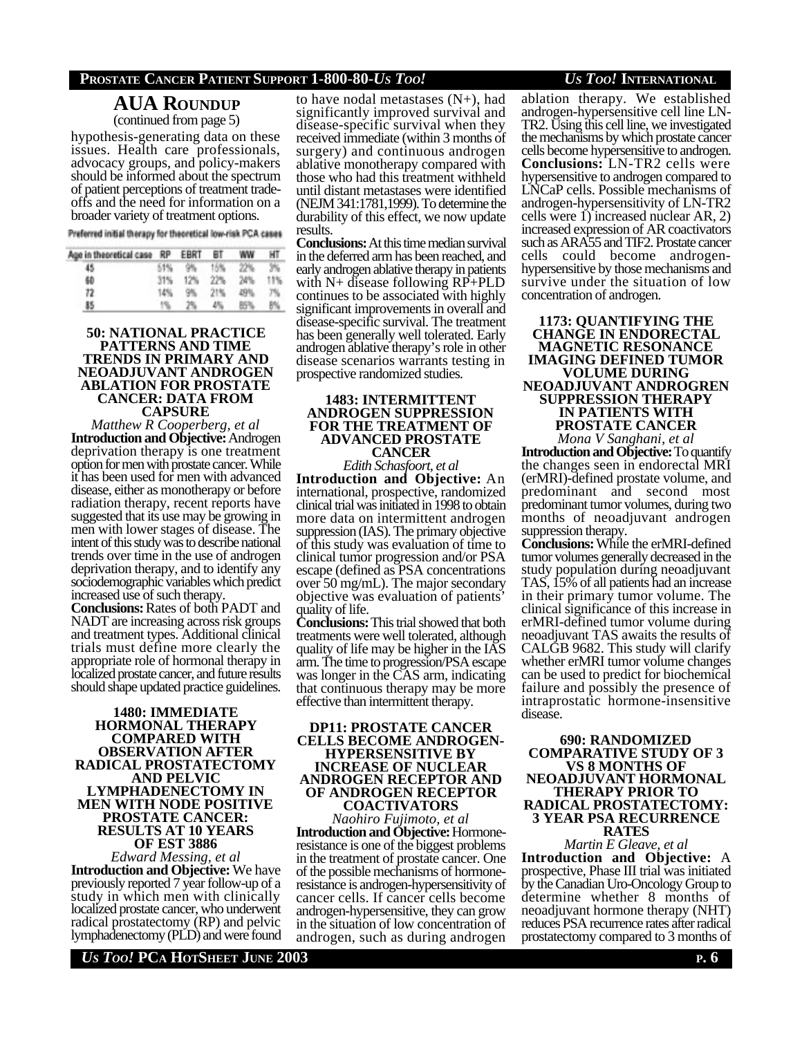## AUA Roundup

(continued from page 5)

hypothesis-generating data on these issues. Health care professionals, advocacy groups, and policy-makers should be informed about the spectrum of patient perceptions of treatment trade-offs and the need for information on a broader variety of treatment options.

Preferred initial therapy for theoretical low-risk PCA cases

| Age in theoretical case | RP | EBRT | BT | WW | HT |
|---|---|---|---|---|---|
| 45 | 51% | 9% | 15% | 22% | 3% |
| 60 | 31% | 12% | 22% | 24% | 11% |
| 72 | 14% | 9% | 21% | 49% | 7% |
| 85 | 1% | 2% | 4% | 85% | 8% |

### 50: NATIONAL PRACTICE PATTERNS AND TIME TRENDS IN PRIMARY AND NEOADJUVANT ANDROGEN ABLATION FOR PROSTATE CANCER: DATA FROM CAPSURE

*Matthew R Cooperberg, et al*

**Introduction and Objective:** Androgen deprivation therapy is one treatment option for men with prostate cancer. While it has been used for men with advanced disease, either as monotherapy or before radiation therapy, recent reports have suggested that its use may be growing in men with lower stages of disease. The intent of this study was to describe national trends over time in the use of androgen deprivation therapy, and to identify any sociodemographic variables which predict increased use of such therapy.

**Conclusions:** Rates of both PADT and NADT are increasing across risk groups and treatment types. Additional clinical trials must define more clearly the appropriate role of hormonal therapy in localized prostate cancer, and future results should shape updated practice guidelines.

### 1480: IMMEDIATE HORMONAL THERAPY COMPARED WITH OBSERVATION AFTER RADICAL PROSTATECTOMY AND PELVIC LYMPHADENECTOMY IN MEN WITH NODE POSITIVE PROSTATE CANCER: RESULTS AT 10 YEARS OF EST 3886

*Edward Messing, et al*

**Introduction and Objective:** We have previously reported 7 year follow-up of a study in which men with clinically localized prostate cancer, who underwent radical prostatectomy (RP) and pelvic lymphadenectomy (PLD) and were found to have nodal metastases (N+), had significantly improved survival and disease-specific survival when they received immediate (within 3 months of surgery) and continuous androgen ablative monotherapy compared with those who had this treatment withheld until distant metastases were identified (NEJM 341:1781,1999). To determine the durability of this effect, we now update results.

**Conclusions:** At this time median survival in the deferred arm has been reached, and early androgen ablative therapy in patients with N+ disease following RP+PLD continues to be associated with highly significant improvements in overall and disease-specific survival. The treatment has been generally well tolerated. Early androgen ablative therapy's role in other disease scenarios warrants testing in prospective randomized studies.

### 1483: INTERMITTENT ANDROGEN SUPPRESSION FOR THE TREATMENT OF ADVANCED PROSTATE CANCER

*Edith Schasfoort, et al*

**Introduction and Objective:** An international, prospective, randomized clinical trial was initiated in 1998 to obtain more data on intermittent androgen suppression (IAS). The primary objective of this study was evaluation of time to clinical tumor progression and/or PSA escape (defined as PSA concentrations over 50 mg/mL). The major secondary objective was evaluation of patients' quality of life.

**Conclusions:** This trial showed that both treatments were well tolerated, although quality of life may be higher in the IAS arm. The time to progression/PSA escape was longer in the CAS arm, indicating that continuous therapy may be more effective than intermittent therapy.

### DP11: PROSTATE CANCER CELLS BECOME ANDROGEN-HYPERSENSITIVE BY INCREASE OF NUCLEAR ANDROGEN RECEPTOR AND OF ANDROGEN RECEPTOR COACTIVATORS

*Naohiro Fujimoto, et al*

**Introduction and Objective:** Hormone-resistance is one of the biggest problems in the treatment of prostate cancer. One of the possible mechanisms of hormone-resistance is androgen-hypersensitivity of cancer cells. If cancer cells become androgen-hypersensitive, they can grow in the situation of low concentration of androgen, such as during androgen ablation therapy. We established androgen-hypersensitive cell line LN-TR2. Using this cell line, we investigated the mechanisms by which prostate cancer cells become hypersensitive to androgen.

**Conclusions:** LN-TR2 cells were hypersensitive to androgen compared to LNCaP cells. Possible mechanisms of androgen-hypersensitivity of LN-TR2 cells were 1) increased nuclear AR, 2) increased expression of AR coactivators such as ARA55 and TIF2. Prostate cancer cells could become androgen-hypersensitive by those mechanisms and survive under the situation of low concentration of androgen.

### 1173: QUANTIFYING THE CHANGE IN ENDORECTAL MAGNETIC RESONANCE IMAGING DEFINED TUMOR VOLUME DURING NEOADJUVANT ANDROGREN SUPPRESSION THERAPY IN PATIENTS WITH PROSTATE CANCER

*Mona V Sanghani, et al*

**Introduction and Objective:** To quantify the changes seen in endorectal MRI (erMRI)-defined prostate volume, and predominant and second most predominant tumor volumes, during two months of neoadjuvant androgen suppression therapy.

**Conclusions:** While the erMRI-defined tumor volumes generally decreased in the study population during neoadjuvant TAS, 15% of all patients had an increase in their primary tumor volume. The clinical significance of this increase in erMRI-defined tumor volume during neoadjuvant TAS awaits the results of CALGB 9682. This study will clarify whether erMRI tumor volume changes can be used to predict for biochemical failure and possibly the presence of intraprostatic hormone-insensitive disease.

### 690: RANDOMIZED COMPARATIVE STUDY OF 3 VS 8 MONTHS OF NEOADJUVANT HORMONAL THERAPY PRIOR TO RADICAL PROSTATECTOMY: 3 YEAR PSA RECURRENCE RATES

*Martin E Gleave, et al*

**Introduction and Objective:** A prospective, Phase III trial was initiated by the Canadian Uro-Oncology Group to determine whether 8 months of neoadjuvant hormone therapy (NHT) reduces PSA recurrence rates after radical prostatectomy compared to 3 months of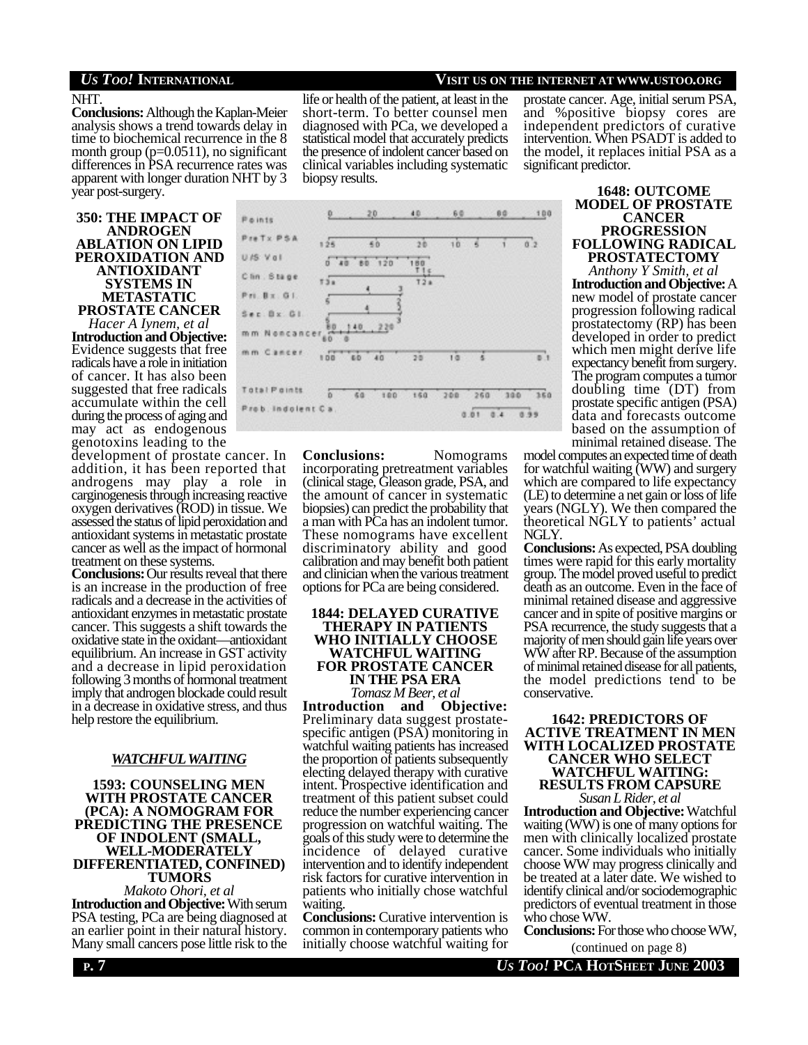NHT.

**Conclusions:** Although the Kaplan-Meier analysis shows a trend towards delay in time to biochemical recurrence in the 8 month group (p=0.0511), no significant differences in PSA recurrence rates was apparent with longer duration NHT by 3 year post-surgery.

### 350: THE IMPACT OF ANDROGEN ABLATION ON LIPID PEROXIDATION AND ANTIOXIDANT SYSTEMS IN METASTATIC PROSTATE CANCER

*Hacer A Iynem, et al*

**Introduction and Objective:** Evidence suggests that free radicals have a role in initiation of cancer. It has also been suggested that free radicals accumulate within the cell during the process of aging and may act as endogenous genotoxins leading to the development of prostate cancer. In addition, it has been reported that androgens may play a role in carginogenesis through increasing reactive oxygen derivatives (ROD) in tissue. We assessed the status of lipid peroxidation and antioxidant systems in metastatic prostate cancer as well as the impact of hormonal treatment on these systems.

**Conclusions:** Our results reveal that there is an increase in the production of free radicals and a decrease in the activities of antioxidant enzymes in metastatic prostate cancer. This suggests a shift towards the oxidative state in the oxidant—antioxidant equilibrium. An increase in GST activity and a decrease in lipid peroxidation following 3 months of hormonal treatment imply that androgen blockade could result in a decrease in oxidative stress, and thus help restore the equilibrium.

## *WATCHFUL WAITING*

### 1593: COUNSELING MEN WITH PROSTATE CANCER (PCA): A NOMOGRAM FOR PREDICTING THE PRESENCE OF INDOLENT (SMALL, WELL-MODERATELY DIFFERENTIATED, CONFINED) TUMORS

*Makoto Ohori, et al*

**Introduction and Objective:** With serum PSA testing, PCa are being diagnosed at an earlier point in their natural history. Many small cancers pose little risk to the life or health of the patient, at least in the short-term. To better counsel men diagnosed with PCa, we developed a statistical model that accurately predicts the presence of indolent cancer based on clinical variables including systematic biopsy results.

Points: 0, 20, 40, 60, 80, 100
PreTx PSA: 125, 50, 20, 10, 5, 1, 0.2
U/S Vol: 0, 40, 80, 120, 160
Clin. Stage: T3a, T1c, T2a
Pri. Bx. Gl.: 5, 4, 3
Sec. Bx. Gl.: 5, 4, 3
mm Noncancer: 80, 140, 220, 60, 0
mm Cancer: 100, 60, 40, 20, 10, 5, 0.1
Total Points: 0, 50, 100, 150, 200, 250, 300, 350
Prob. Indolent Ca.: 0.01, 0.4, 0.99

**Conclusions:** Nomograms incorporating pretreatment variables (clinical stage, Gleason grade, PSA, and the amount of cancer in systematic biopsies) can predict the probability that a man with PCa has an indolent tumor. These nomograms have excellent discriminatory ability and good calibration and may benefit both patient and clinician when the various treatment options for PCa are being considered.

### 1844: DELAYED CURATIVE THERAPY IN PATIENTS WHO INITIALLY CHOOSE WATCHFUL WAITING FOR PROSTATE CANCER IN THE PSA ERA

*Tomasz M Beer, et al*

**Introduction and Objective:** Preliminary data suggest prostate-specific antigen (PSA) monitoring in watchful waiting patients has increased the proportion of patients subsequently electing delayed therapy with curative intent. Prospective identification and treatment of this patient subset could reduce the number experiencing cancer progression on watchful waiting. The goals of this study were to determine the incidence of delayed curative intervention and to identify independent risk factors for curative intervention in patients who initially chose watchful waiting.

**Conclusions:** Curative intervention is common in contemporary patients who initially choose watchful waiting for prostate cancer. Age, initial serum PSA, and %positive biopsy cores are independent predictors of curative intervention. When PSADT is added to the model, it replaces initial PSA as a significant predictor.

### 1648: OUTCOME MODEL OF PROSTATE CANCER PROGRESSION FOLLOWING RADICAL PROSTATECTOMY

*Anthony Y Smith, et al*

**Introduction and Objective:** A new model of prostate cancer progression following radical prostatectomy (RP) has been developed in order to predict which men might derive life expectancy benefit from surgery. The program computes a tumor doubling time (DT) from prostate specific antigen (PSA) data and forecasts outcome based on the assumption of minimal retained disease. The model computes an expected time of death for watchful waiting (WW) and surgery which are compared to life expectancy (LE) to determine a net gain or loss of life years (NGLY). We then compared the theoretical NGLY to patients' actual NGLY.

**Conclusions:** As expected, PSA doubling times were rapid for this early mortality group. The model proved useful to predict death as an outcome. Even in the face of minimal retained disease and aggressive cancer and in spite of positive margins or PSA recurrence, the study suggests that a majority of men should gain life years over WW after RP. Because of the assumption of minimal retained disease for all patients, the model predictions tend to be conservative.

### 1642: PREDICTORS OF ACTIVE TREATMENT IN MEN WITH LOCALIZED PROSTATE CANCER WHO SELECT WATCHFUL WAITING: RESULTS FROM CAPSURE

*Susan L Rider, et al*

**Introduction and Objective:** Watchful waiting (WW) is one of many options for men with clinically localized prostate cancer. Some individuals who initially choose WW may progress clinically and be treated at a later date. We wished to identify clinical and/or sociodemographic predictors of eventual treatment in those who chose WW.

**Conclusions:** For those who choose WW,

(continued on page 8)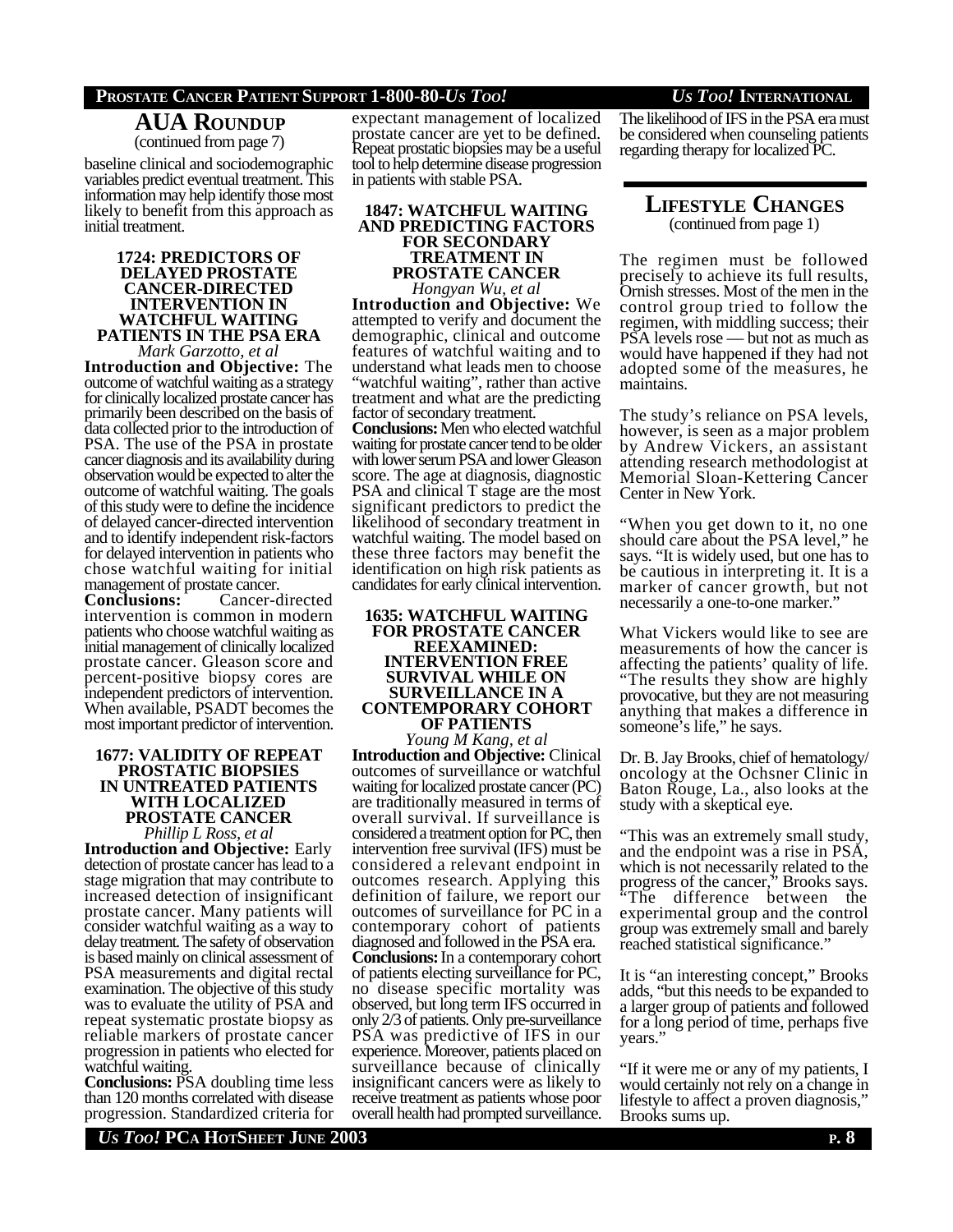## AUA Roundup

(continued from page 7)

baseline clinical and sociodemographic variables predict eventual treatment. This information may help identify those most likely to benefit from this approach as initial treatment.

### 1724: PREDICTORS OF DELAYED PROSTATE CANCER-DIRECTED INTERVENTION IN WATCHFUL WAITING PATIENTS IN THE PSA ERA

*Mark Garzotto, et al*

**Introduction and Objective:** The outcome of watchful waiting as a strategy for clinically localized prostate cancer has primarily been described on the basis of data collected prior to the introduction of PSA. The use of the PSA in prostate cancer diagnosis and its availability during observation would be expected to alter the outcome of watchful waiting. The goals of this study were to define the incidence of delayed cancer-directed intervention and to identify independent risk-factors for delayed intervention in patients who chose watchful waiting for initial management of prostate cancer.

**Conclusions:** Cancer-directed intervention is common in modern patients who choose watchful waiting as initial management of clinically localized prostate cancer. Gleason score and percent-positive biopsy cores are independent predictors of intervention. When available, PSADT becomes the most important predictor of intervention.

### 1677: VALIDITY OF REPEAT PROSTATIC BIOPSIES IN UNTREATED PATIENTS WITH LOCALIZED PROSTATE CANCER

*Phillip L Ross, et al*

**Introduction and Objective:** Early detection of prostate cancer has lead to a stage migration that may contribute to increased detection of insignificant prostate cancer. Many patients will consider watchful waiting as a way to delay treatment. The safety of observation is based mainly on clinical assessment of PSA measurements and digital rectal examination. The objective of this study was to evaluate the utility of PSA and repeat systematic prostate biopsy as reliable markers of prostate cancer progression in patients who elected for watchful waiting.

**Conclusions:** PSA doubling time less than 120 months correlated with disease progression. Standardized criteria for expectant management of localized prostate cancer are yet to be defined. Repeat prostatic biopsies may be a useful tool to help determine disease progression in patients with stable PSA.

### 1847: WATCHFUL WAITING AND PREDICTING FACTORS FOR SECONDARY TREATMENT IN PROSTATE CANCER

*Hongyan Wu, et al*

**Introduction and Objective:** We attempted to verify and document the demographic, clinical and outcome features of watchful waiting and to understand what leads men to choose "watchful waiting", rather than active treatment and what are the predicting factor of secondary treatment.

**Conclusions:** Men who elected watchful waiting for prostate cancer tend to be older with lower serum PSA and lower Gleason score. The age at diagnosis, diagnostic PSA and clinical T stage are the most significant predictors to predict the likelihood of secondary treatment in watchful waiting. The model based on these three factors may benefit the identification on high risk patients as candidates for early clinical intervention.

### 1635: WATCHFUL WAITING FOR PROSTATE CANCER REEXAMINED: INTERVENTION FREE SURVIVAL WHILE ON SURVEILLANCE IN A CONTEMPORARY COHORT OF PATIENTS

*Young M Kang, et al*

**Introduction and Objective:** Clinical outcomes of surveillance or watchful waiting for localized prostate cancer (PC) are traditionally measured in terms of overall survival. If surveillance is considered a treatment option for PC, then intervention free survival (IFS) must be considered a relevant endpoint in outcomes research. Applying this definition of failure, we report our outcomes of surveillance for PC in a contemporary cohort of patients diagnosed and followed in the PSA era.

**Conclusions:** In a contemporary cohort of patients electing surveillance for PC, no disease specific mortality was observed, but long term IFS occurred in only 2/3 of patients. Only pre-surveillance PSA was predictive of IFS in our experience. Moreover, patients placed on surveillance because of clinically insignificant cancers were as likely to receive treatment as patients whose poor overall health had prompted surveillance. The likelihood of IFS in the PSA era must be considered when counseling patients regarding therapy for localized PC.

## Lifestyle Changes

(continued from page 1)

The regimen must be followed precisely to achieve its full results, Ornish stresses. Most of the men in the control group tried to follow the regimen, with middling success; their PSA levels rose — but not as much as would have happened if they had not adopted some of the measures, he maintains.

The study's reliance on PSA levels, however, is seen as a major problem by Andrew Vickers, an assistant attending research methodologist at Memorial Sloan-Kettering Cancer Center in New York.

"When you get down to it, no one should care about the PSA level," he says. "It is widely used, but one has to be cautious in interpreting it. It is a marker of cancer growth, but not necessarily a one-to-one marker."

What Vickers would like to see are measurements of how the cancer is affecting the patients' quality of life. "The results they show are highly provocative, but they are not measuring anything that makes a difference in someone's life," he says.

Dr. B. Jay Brooks, chief of hematology/oncology at the Ochsner Clinic in Baton Rouge, La., also looks at the study with a skeptical eye.

"This was an extremely small study, and the endpoint was a rise in PSA, which is not necessarily related to the progress of the cancer," Brooks says. "The difference between the experimental group and the control group was extremely small and barely reached statistical significance."

It is "an interesting concept," Brooks adds, "but this needs to be expanded to a larger group of patients and followed for a long period of time, perhaps five years."

"If it were me or any of my patients, I would certainly not rely on a change in lifestyle to affect a proven diagnosis," Brooks sums up.